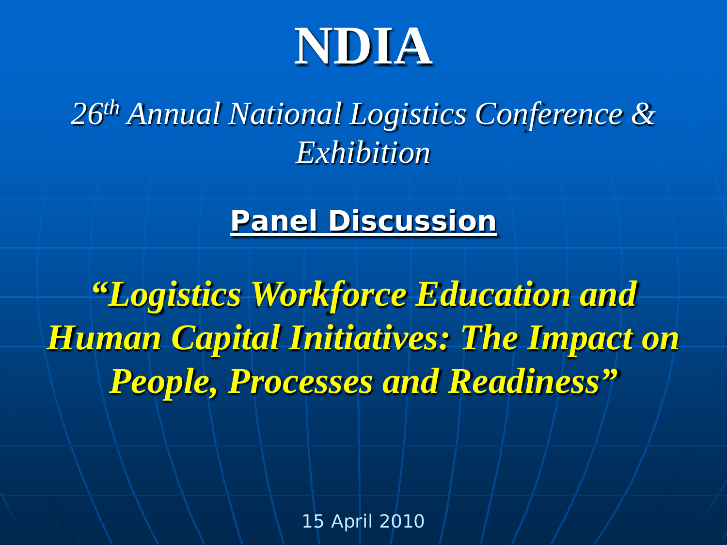# NDIA

*26th Annual National Logistics Conference & Exhibition*

## Panel Discussion

***"Logistics Workforce Education and Human Capital Initiatives: The Impact on People, Processes and Readiness"***

15 April 2010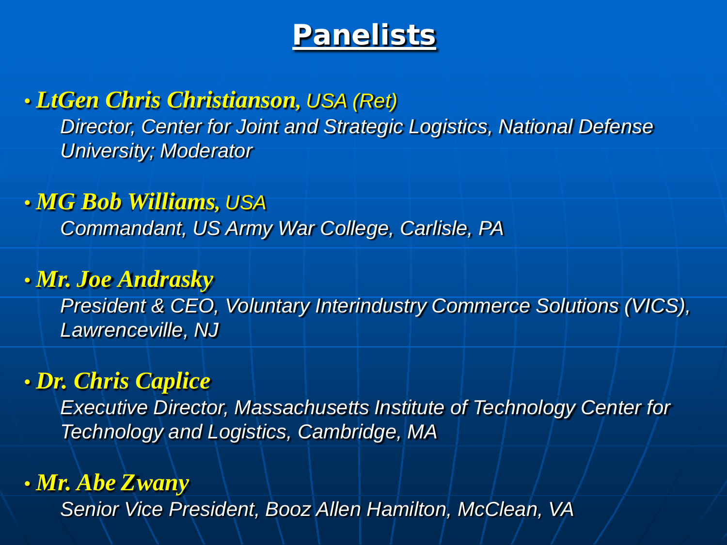# Panelists

- ***LtGen Chris Christianson,*** *USA (Ret)*
  *Director, Center for Joint and Strategic Logistics, National Defense University; Moderator*

- ***MG Bob Williams,*** *USA*
  *Commandant, US Army War College, Carlisle, PA*

- ***Mr. Joe Andrasky***
  *President & CEO, Voluntary Interindustry Commerce Solutions (VICS), Lawrenceville, NJ*

- ***Dr. Chris Caplice***
  *Executive Director, Massachusetts Institute of Technology Center for Technology and Logistics, Cambridge, MA*

- ***Mr. Abe Zwany***
  *Senior Vice President, Booz Allen Hamilton, McClean, VA*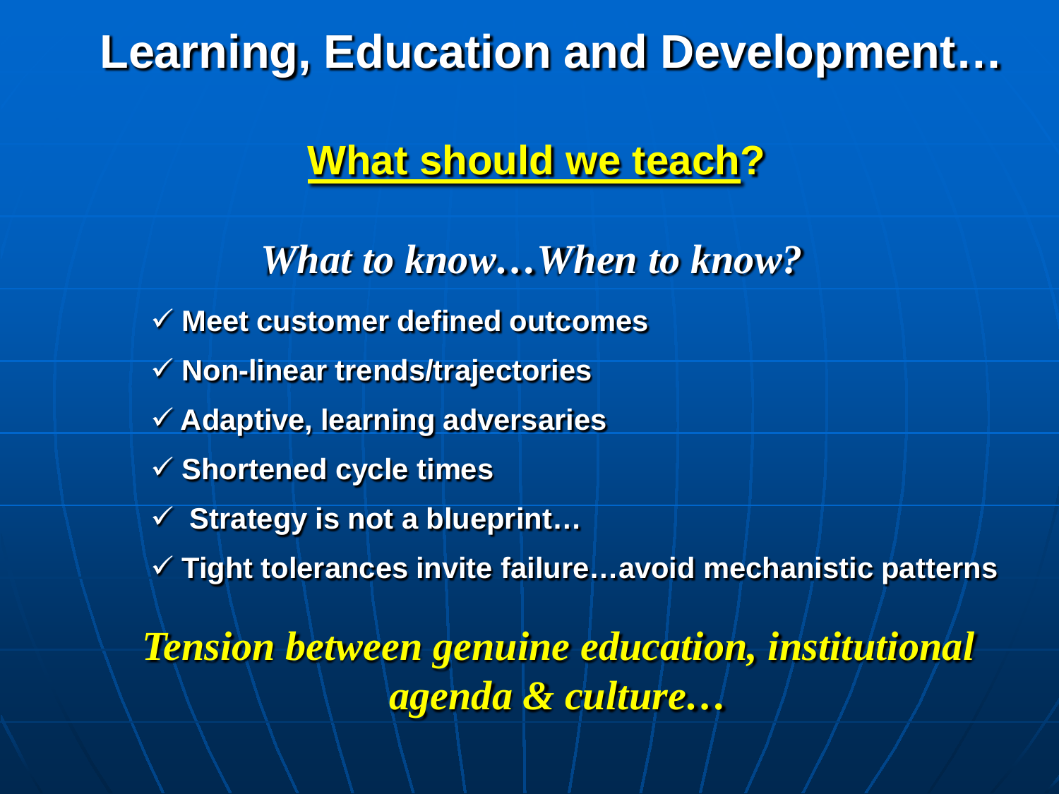# Learning, Education and Development…

## What should we teach?

### *What to know…When to know?*

- ✓ **Meet customer defined outcomes**
- ✓ **Non-linear trends/trajectories**
- ✓ **Adaptive, learning adversaries**
- ✓ **Shortened cycle times**
- ✓ **Strategy is not a blueprint…**
- ✓ **Tight tolerances invite failure…avoid mechanistic patterns**

***Tension between genuine education, institutional agenda & culture…***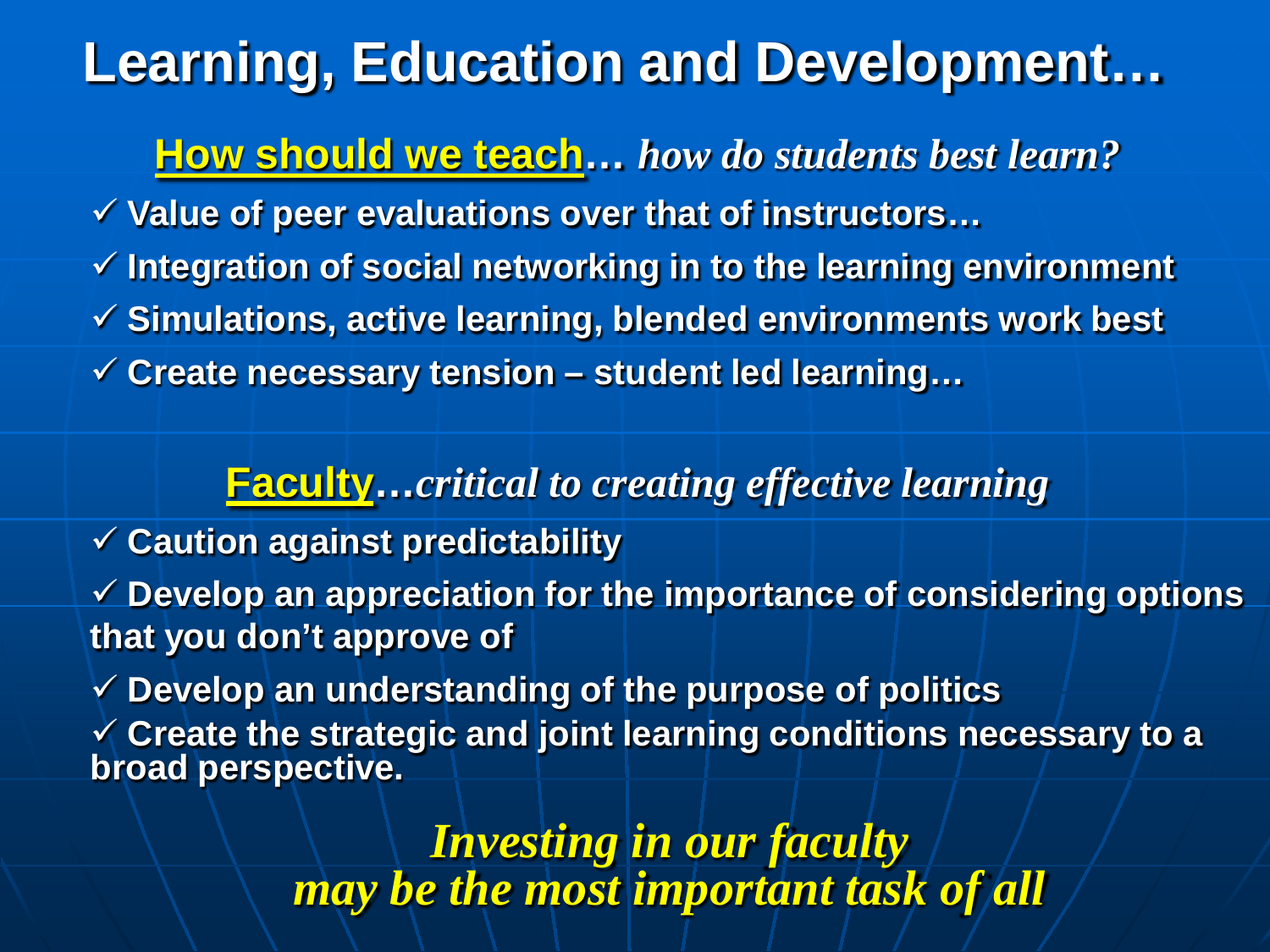# Learning, Education and Development…

**How should we teach**… *how do students best learn?*

- ✓ **Value of peer evaluations over that of instructors…**
- ✓ **Integration of social networking in to the learning environment**
- ✓ **Simulations, active learning, blended environments work best**
- ✓ **Create necessary tension – student led learning…**

**Faculty**…*critical to creating effective learning*

- ✓ **Caution against predictability**
- ✓ **Develop an appreciation for the importance of considering options that you don't approve of**
- ✓ **Develop an understanding of the purpose of politics**
- ✓ **Create the strategic and joint learning conditions necessary to a broad perspective.**

***Investing in our faculty may be the most important task of all***